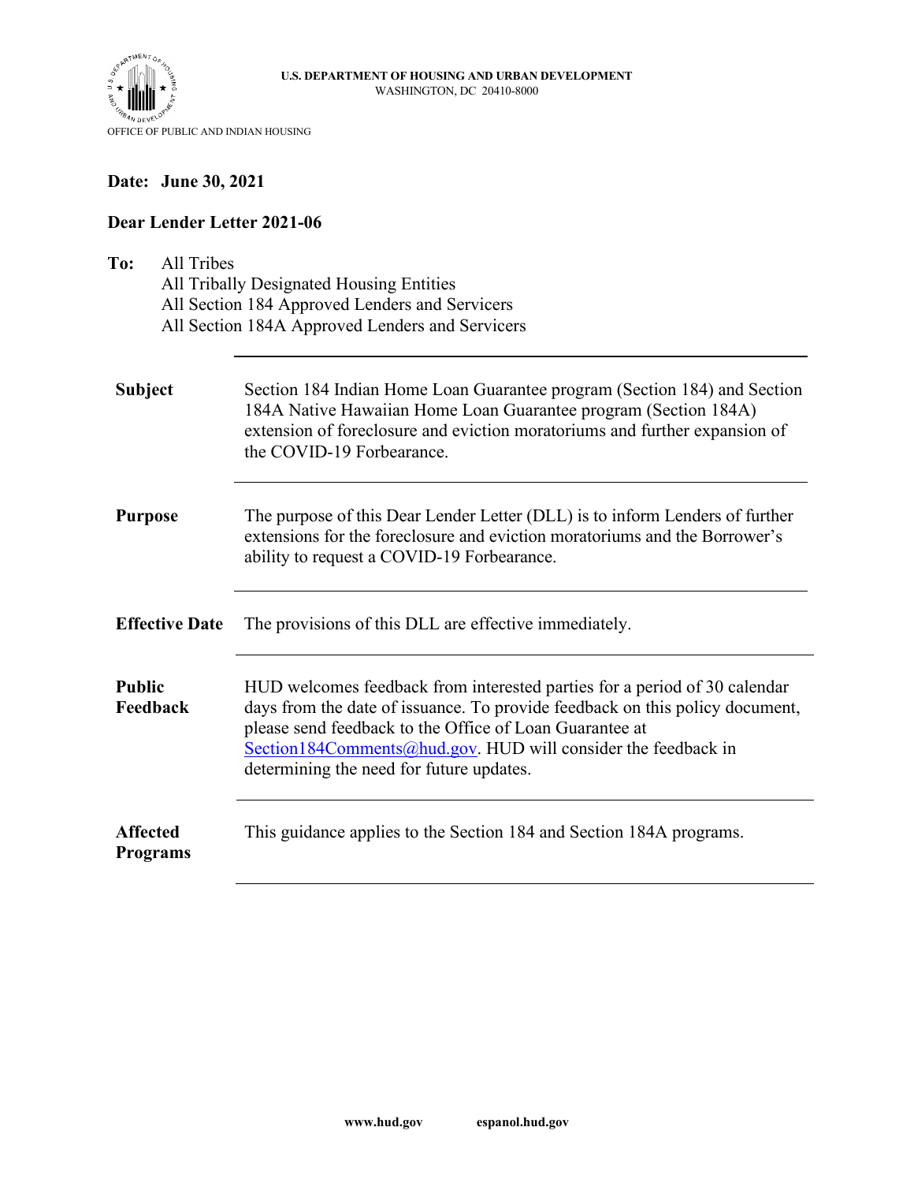**U.S. DEPARTMENT OF HOUSING AND URBAN DEVELOPMENT**
WASHINGTON, DC 20410-8000

OFFICE OF PUBLIC AND INDIAN HOUSING

**Date: June 30, 2021**

**Dear Lender Letter 2021-06**

**To:** All Tribes
All Tribally Designated Housing Entities
All Section 184 Approved Lenders and Servicers
All Section 184A Approved Lenders and Servicers

| | |
|---|---|
| **Subject** | Section 184 Indian Home Loan Guarantee program (Section 184) and Section 184A Native Hawaiian Home Loan Guarantee program (Section 184A) extension of foreclosure and eviction moratoriums and further expansion of the COVID-19 Forbearance. |
| **Purpose** | The purpose of this Dear Lender Letter (DLL) is to inform Lenders of further extensions for the foreclosure and eviction moratoriums and the Borrower's ability to request a COVID-19 Forbearance. |
| **Effective Date** | The provisions of this DLL are effective immediately. |
| **Public Feedback** | HUD welcomes feedback from interested parties for a period of 30 calendar days from the date of issuance. To provide feedback on this policy document, please send feedback to the Office of Loan Guarantee at Section184Comments@hud.gov. HUD will consider the feedback in determining the need for future updates. |
| **Affected Programs** | This guidance applies to the Section 184 and Section 184A programs. |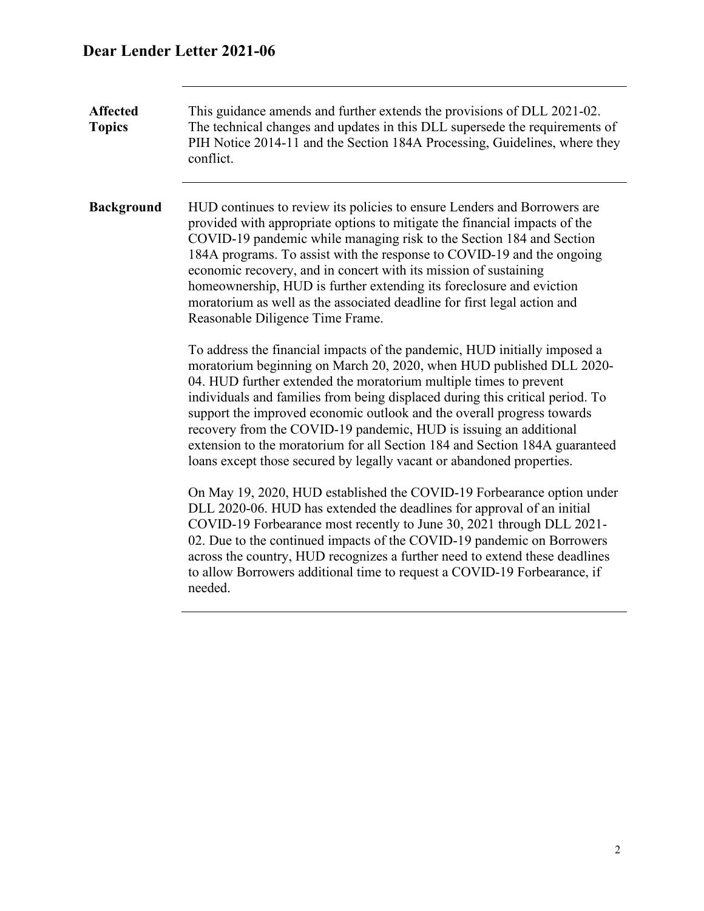# Dear Lender Letter 2021-06

**Affected Topics**

This guidance amends and further extends the provisions of DLL 2021-02. The technical changes and updates in this DLL supersede the requirements of PIH Notice 2014-11 and the Section 184A Processing, Guidelines, where they conflict.

**Background**

HUD continues to review its policies to ensure Lenders and Borrowers are provided with appropriate options to mitigate the financial impacts of the COVID-19 pandemic while managing risk to the Section 184 and Section 184A programs. To assist with the response to COVID-19 and the ongoing economic recovery, and in concert with its mission of sustaining homeownership, HUD is further extending its foreclosure and eviction moratorium as well as the associated deadline for first legal action and Reasonable Diligence Time Frame.

To address the financial impacts of the pandemic, HUD initially imposed a moratorium beginning on March 20, 2020, when HUD published DLL 2020-04. HUD further extended the moratorium multiple times to prevent individuals and families from being displaced during this critical period. To support the improved economic outlook and the overall progress towards recovery from the COVID-19 pandemic, HUD is issuing an additional extension to the moratorium for all Section 184 and Section 184A guaranteed loans except those secured by legally vacant or abandoned properties.

On May 19, 2020, HUD established the COVID-19 Forbearance option under DLL 2020-06. HUD has extended the deadlines for approval of an initial COVID-19 Forbearance most recently to June 30, 2021 through DLL 2021-02. Due to the continued impacts of the COVID-19 pandemic on Borrowers across the country, HUD recognizes a further need to extend these deadlines to allow Borrowers additional time to request a COVID-19 Forbearance, if needed.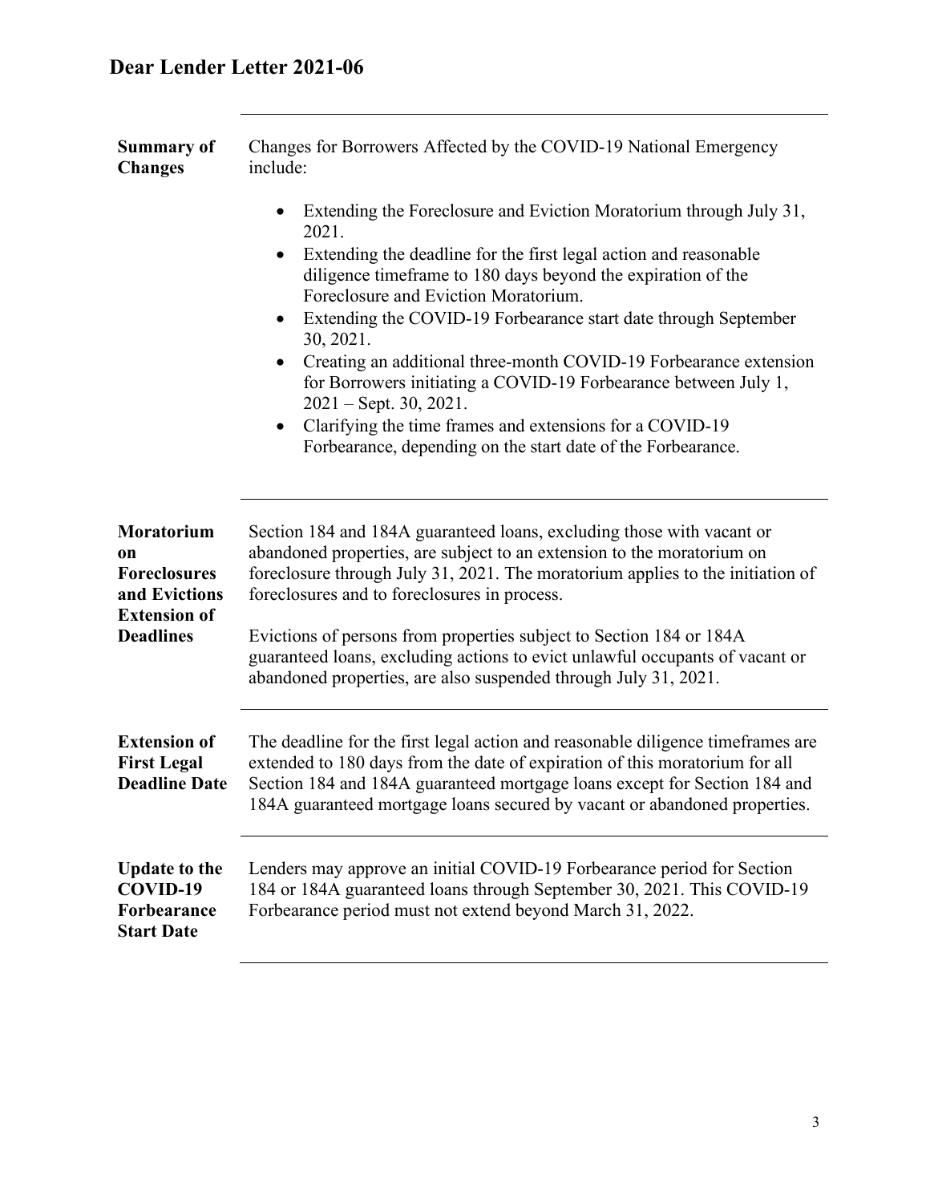# Dear Lender Letter 2021-06

**Summary of Changes**

Changes for Borrowers Affected by the COVID-19 National Emergency include:

- Extending the Foreclosure and Eviction Moratorium through July 31, 2021.
- Extending the deadline for the first legal action and reasonable diligence timeframe to 180 days beyond the expiration of the Foreclosure and Eviction Moratorium.
- Extending the COVID-19 Forbearance start date through September 30, 2021.
- Creating an additional three-month COVID-19 Forbearance extension for Borrowers initiating a COVID-19 Forbearance between July 1, 2021 – Sept. 30, 2021.
- Clarifying the time frames and extensions for a COVID-19 Forbearance, depending on the start date of the Forbearance.

**Moratorium on Foreclosures and Evictions Extension of Deadlines**

Section 184 and 184A guaranteed loans, excluding those with vacant or abandoned properties, are subject to an extension to the moratorium on foreclosure through July 31, 2021. The moratorium applies to the initiation of foreclosures and to foreclosures in process.

Evictions of persons from properties subject to Section 184 or 184A guaranteed loans, excluding actions to evict unlawful occupants of vacant or abandoned properties, are also suspended through July 31, 2021.

**Extension of First Legal Deadline Date**

The deadline for the first legal action and reasonable diligence timeframes are extended to 180 days from the date of expiration of this moratorium for all Section 184 and 184A guaranteed mortgage loans except for Section 184 and 184A guaranteed mortgage loans secured by vacant or abandoned properties.

**Update to the COVID-19 Forbearance Start Date**

Lenders may approve an initial COVID-19 Forbearance period for Section 184 or 184A guaranteed loans through September 30, 2021. This COVID-19 Forbearance period must not extend beyond March 31, 2022.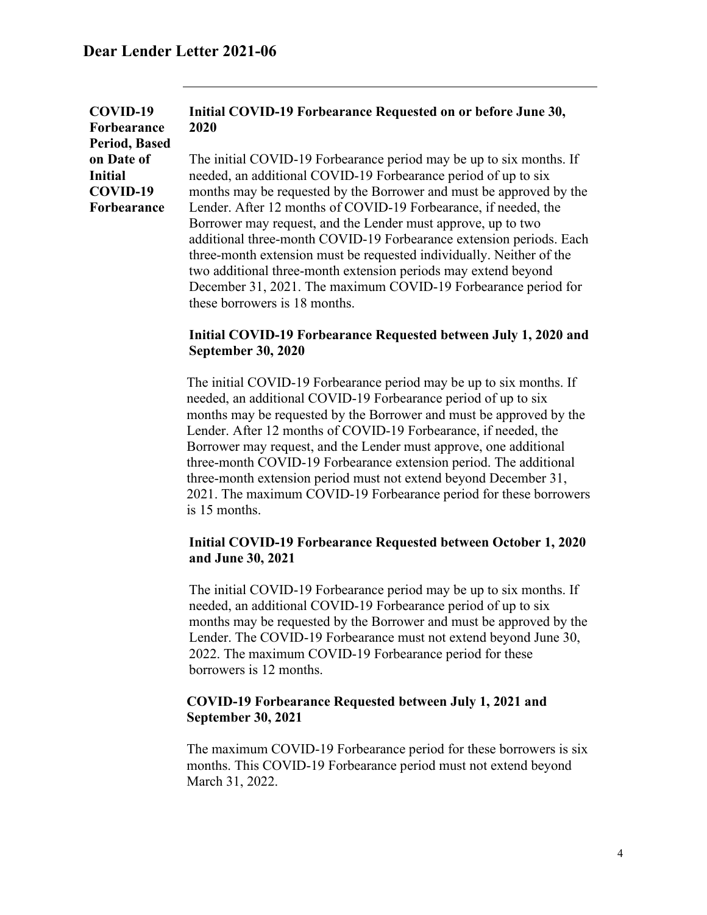**COVID-19 Forbearance Period, Based on Date of Initial COVID-19 Forbearance**

**Initial COVID-19 Forbearance Requested on or before June 30, 2020**

The initial COVID-19 Forbearance period may be up to six months. If needed, an additional COVID-19 Forbearance period of up to six months may be requested by the Borrower and must be approved by the Lender. After 12 months of COVID-19 Forbearance, if needed, the Borrower may request, and the Lender must approve, up to two additional three-month COVID-19 Forbearance extension periods. Each three-month extension must be requested individually. Neither of the two additional three-month extension periods may extend beyond December 31, 2021. The maximum COVID-19 Forbearance period for these borrowers is 18 months.

**Initial COVID-19 Forbearance Requested between July 1, 2020 and September 30, 2020**

The initial COVID-19 Forbearance period may be up to six months. If needed, an additional COVID-19 Forbearance period of up to six months may be requested by the Borrower and must be approved by the Lender. After 12 months of COVID-19 Forbearance, if needed, the Borrower may request, and the Lender must approve, one additional three-month COVID-19 Forbearance extension period. The additional three-month extension period must not extend beyond December 31, 2021. The maximum COVID-19 Forbearance period for these borrowers is 15 months.

**Initial COVID-19 Forbearance Requested between October 1, 2020 and June 30, 2021**

The initial COVID-19 Forbearance period may be up to six months. If needed, an additional COVID-19 Forbearance period of up to six months may be requested by the Borrower and must be approved by the Lender. The COVID-19 Forbearance must not extend beyond June 30, 2022. The maximum COVID-19 Forbearance period for these borrowers is 12 months.

**COVID-19 Forbearance Requested between July 1, 2021 and September 30, 2021**

The maximum COVID-19 Forbearance period for these borrowers is six months. This COVID-19 Forbearance period must not extend beyond March 31, 2022.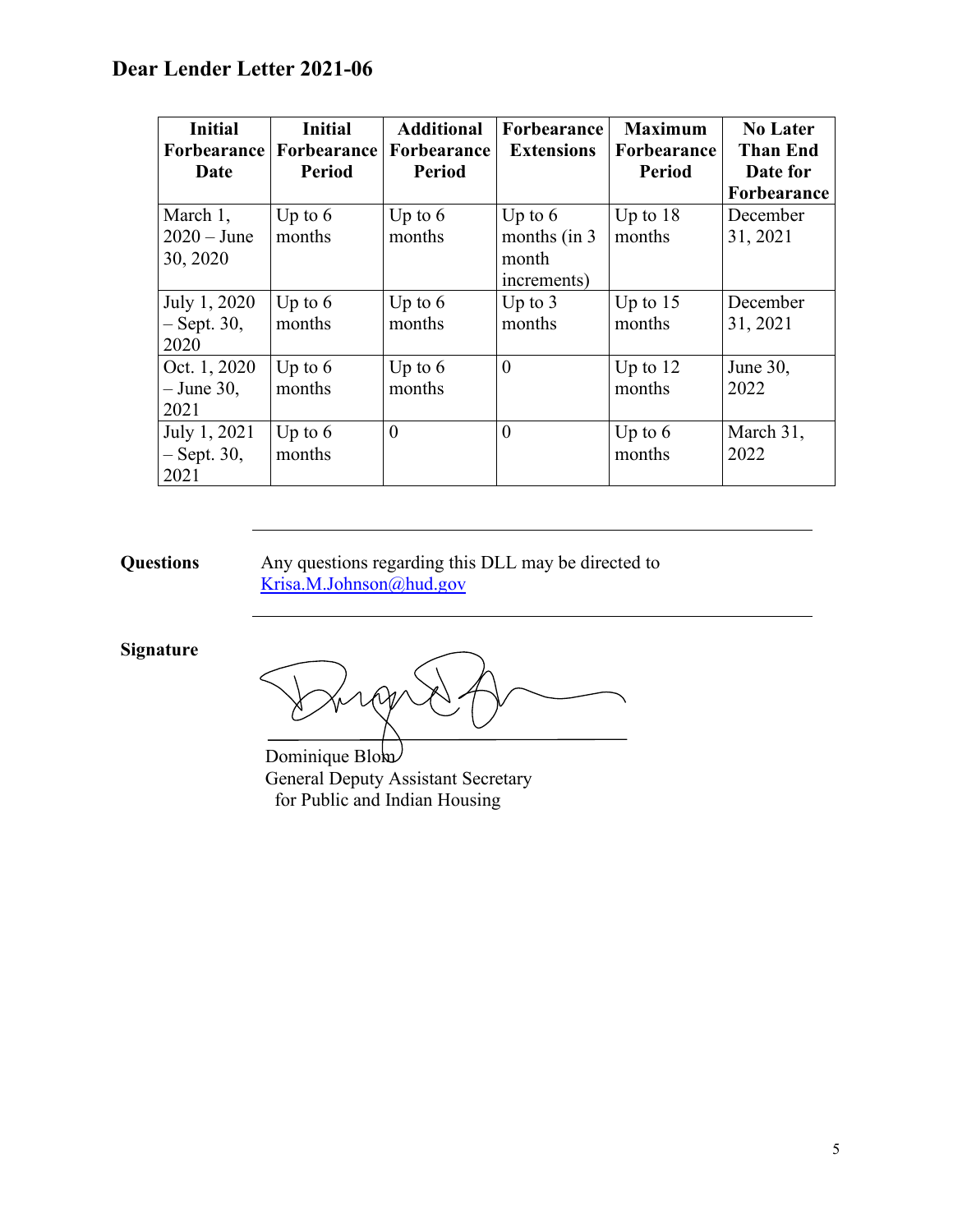## Dear Lender Letter 2021-06

| Initial Forbearance Date | Initial Forbearance Period | Additional Forbearance Period | Forbearance Extensions | Maximum Forbearance Period | No Later Than End Date for Forbearance |
|---|---|---|---|---|---|
| March 1, 2020 – June 30, 2020 | Up to 6 months | Up to 6 months | Up to 6 months (in 3 month increments) | Up to 18 months | December 31, 2021 |
| July 1, 2020 – Sept. 30, 2020 | Up to 6 months | Up to 6 months | Up to 3 months | Up to 15 months | December 31, 2021 |
| Oct. 1, 2020 – June 30, 2021 | Up to 6 months | Up to 6 months | 0 | Up to 12 months | June 30, 2022 |
| July 1, 2021 – Sept. 30, 2021 | Up to 6 months | 0 | 0 | Up to 6 months | March 31, 2022 |

**Questions**

Any questions regarding this DLL may be directed to Krisa.M.Johnson@hud.gov

**Signature**

Dominique Blom
General Deputy Assistant Secretary
for Public and Indian Housing